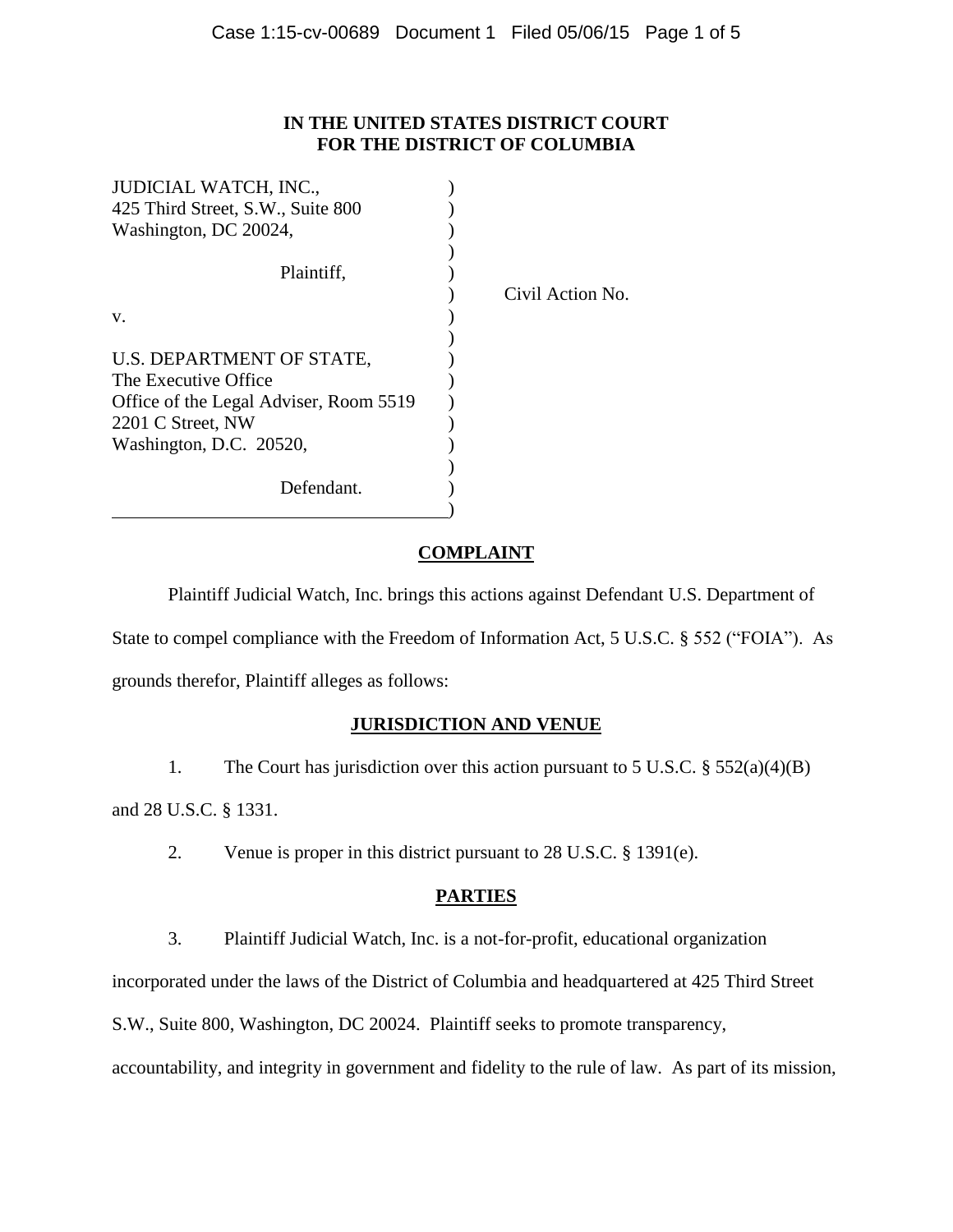**IN THE UNITED STATES DISTRICT COURT**
**FOR THE DISTRICT OF COLUMBIA**

| | | |
|---|---|---|
| JUDICIAL WATCH, INC.,<br>425 Third Street, S.W., Suite 800<br>Washington, DC 20024,<br><br>Plaintiff,<br><br>v.<br><br>U.S. DEPARTMENT OF STATE,<br>The Executive Office<br>Office of the Legal Adviser, Room 5519<br>2201 C Street, NW<br>Washington, D.C. 20520,<br><br>Defendant. | ) | Civil Action No. |

## COMPLAINT

Plaintiff Judicial Watch, Inc. brings this actions against Defendant U.S. Department of State to compel compliance with the Freedom of Information Act, 5 U.S.C. § 552 ("FOIA"). As grounds therefor, Plaintiff alleges as follows:

## JURISDICTION AND VENUE

1. The Court has jurisdiction over this action pursuant to 5 U.S.C. § 552(a)(4)(B) and 28 U.S.C. § 1331.

2. Venue is proper in this district pursuant to 28 U.S.C. § 1391(e).

## PARTIES

3. Plaintiff Judicial Watch, Inc. is a not-for-profit, educational organization incorporated under the laws of the District of Columbia and headquartered at 425 Third Street S.W., Suite 800, Washington, DC 20024. Plaintiff seeks to promote transparency, accountability, and integrity in government and fidelity to the rule of law. As part of its mission,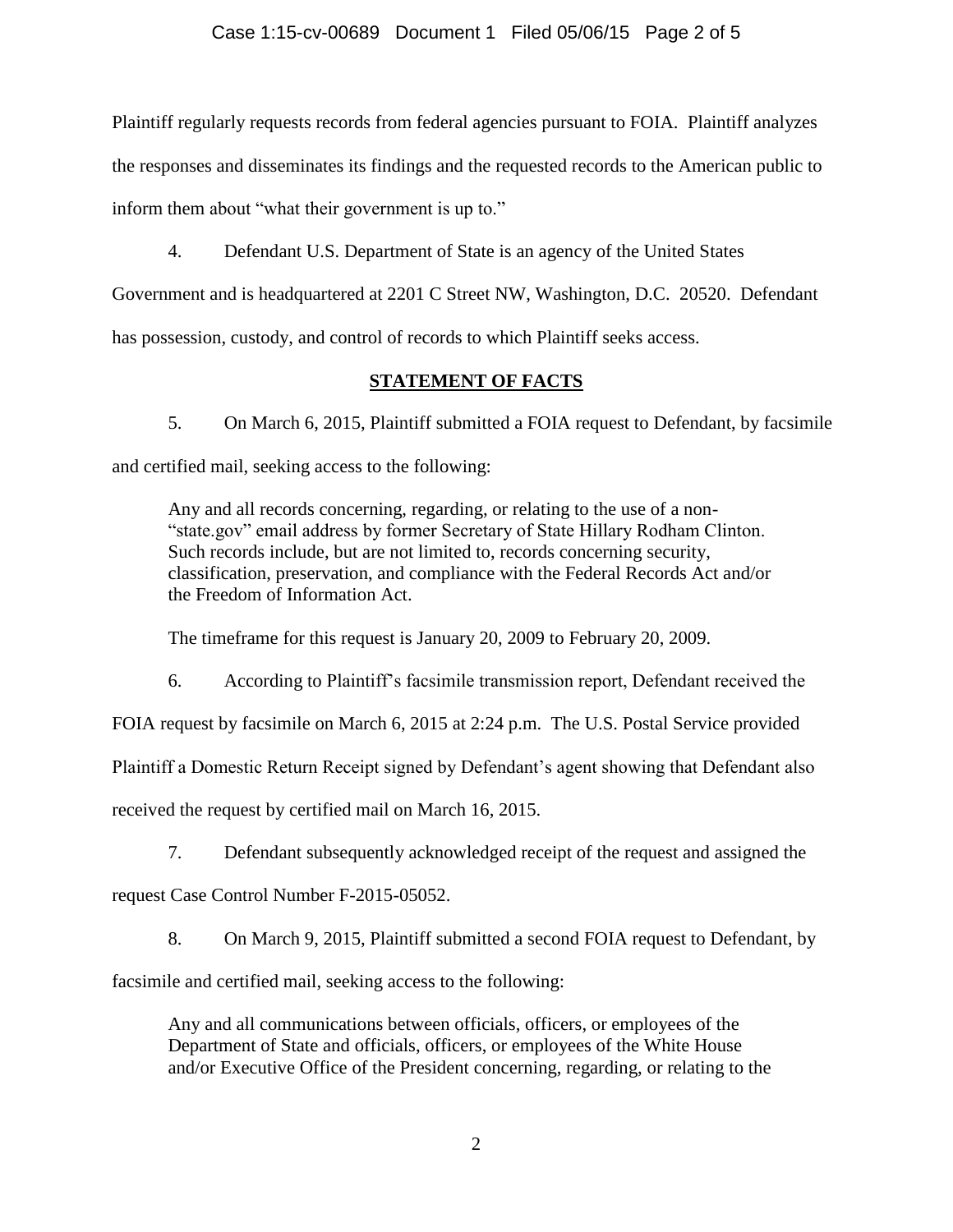Plaintiff regularly requests records from federal agencies pursuant to FOIA. Plaintiff analyzes the responses and disseminates its findings and the requested records to the American public to inform them about "what their government is up to."

4. Defendant U.S. Department of State is an agency of the United States Government and is headquartered at 2201 C Street NW, Washington, D.C. 20520. Defendant has possession, custody, and control of records to which Plaintiff seeks access.

## STATEMENT OF FACTS

5. On March 6, 2015, Plaintiff submitted a FOIA request to Defendant, by facsimile and certified mail, seeking access to the following:

> Any and all records concerning, regarding, or relating to the use of a non-"state.gov" email address by former Secretary of State Hillary Rodham Clinton. Such records include, but are not limited to, records concerning security, classification, preservation, and compliance with the Federal Records Act and/or the Freedom of Information Act.
>
> The timeframe for this request is January 20, 2009 to February 20, 2009.

6. According to Plaintiff's facsimile transmission report, Defendant received the FOIA request by facsimile on March 6, 2015 at 2:24 p.m. The U.S. Postal Service provided Plaintiff a Domestic Return Receipt signed by Defendant's agent showing that Defendant also received the request by certified mail on March 16, 2015.

7. Defendant subsequently acknowledged receipt of the request and assigned the request Case Control Number F-2015-05052.

8. On March 9, 2015, Plaintiff submitted a second FOIA request to Defendant, by facsimile and certified mail, seeking access to the following:

> Any and all communications between officials, officers, or employees of the Department of State and officials, officers, or employees of the White House and/or Executive Office of the President concerning, regarding, or relating to the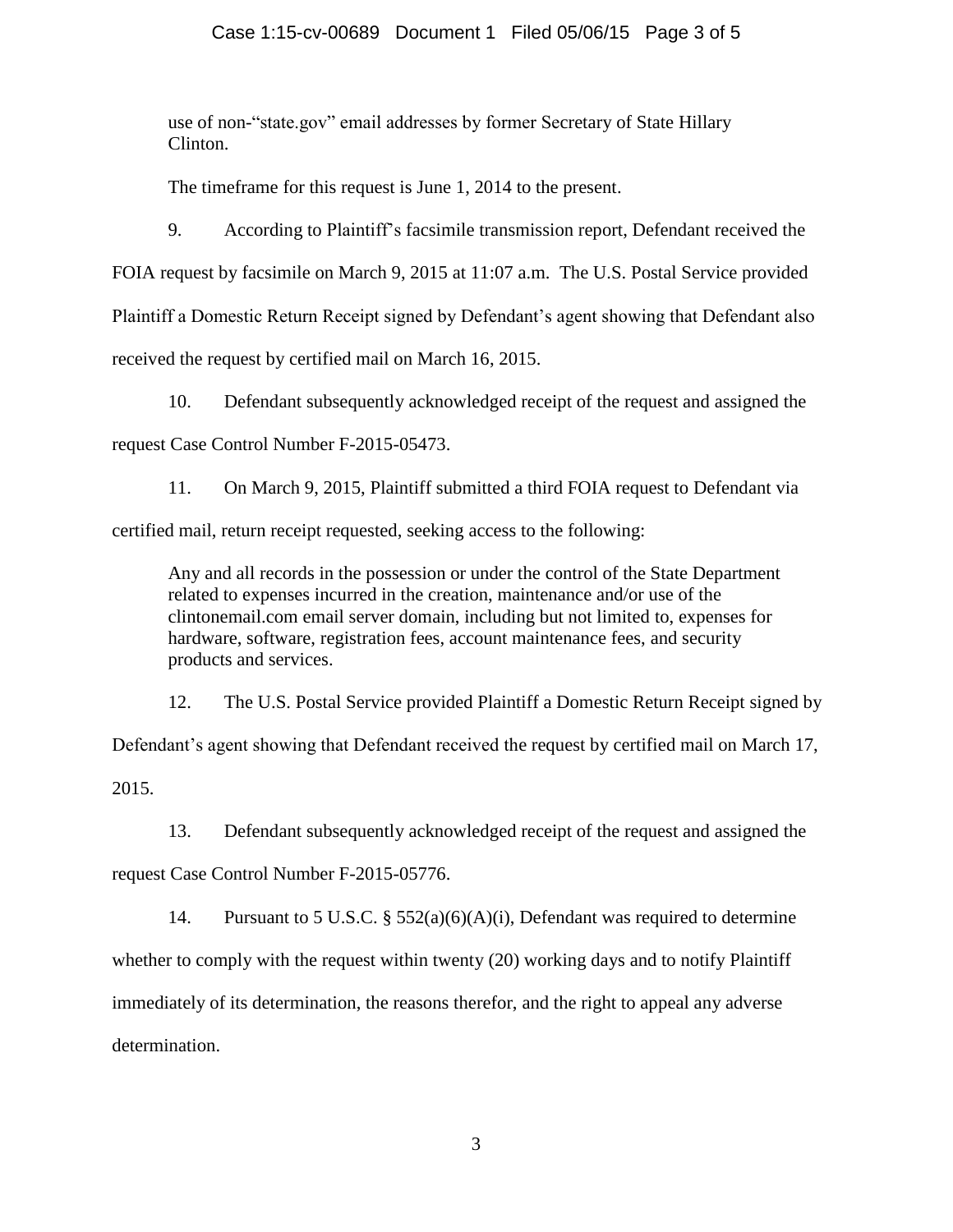use of non-“state.gov” email addresses by former Secretary of State Hillary Clinton.

The timeframe for this request is June 1, 2014 to the present.

9. According to Plaintiff’s facsimile transmission report, Defendant received the FOIA request by facsimile on March 9, 2015 at 11:07 a.m. The U.S. Postal Service provided Plaintiff a Domestic Return Receipt signed by Defendant’s agent showing that Defendant also received the request by certified mail on March 16, 2015.

10. Defendant subsequently acknowledged receipt of the request and assigned the request Case Control Number F-2015-05473.

11. On March 9, 2015, Plaintiff submitted a third FOIA request to Defendant via certified mail, return receipt requested, seeking access to the following:

> Any and all records in the possession or under the control of the State Department related to expenses incurred in the creation, maintenance and/or use of the clintonemail.com email server domain, including but not limited to, expenses for hardware, software, registration fees, account maintenance fees, and security products and services.

12. The U.S. Postal Service provided Plaintiff a Domestic Return Receipt signed by Defendant’s agent showing that Defendant received the request by certified mail on March 17, 2015.

13. Defendant subsequently acknowledged receipt of the request and assigned the request Case Control Number F-2015-05776.

14. Pursuant to 5 U.S.C. § 552(a)(6)(A)(i), Defendant was required to determine whether to comply with the request within twenty (20) working days and to notify Plaintiff immediately of its determination, the reasons therefor, and the right to appeal any adverse determination.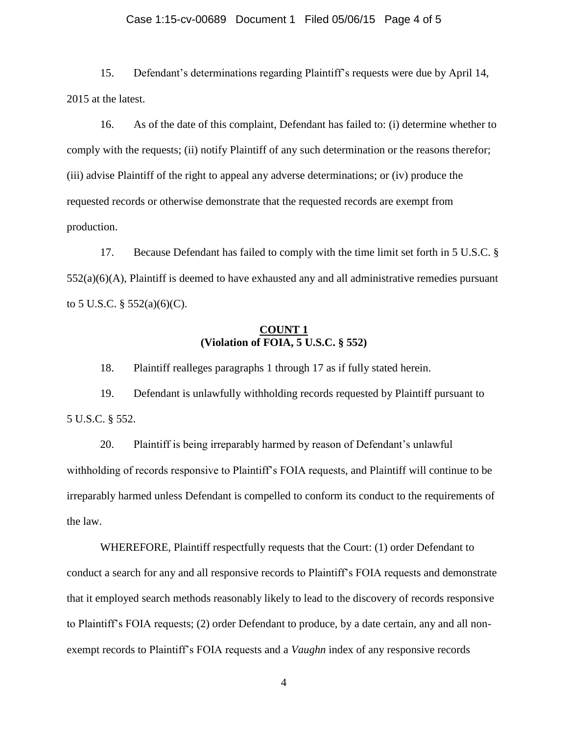15. Defendant's determinations regarding Plaintiff's requests were due by April 14, 2015 at the latest.

16. As of the date of this complaint, Defendant has failed to: (i) determine whether to comply with the requests; (ii) notify Plaintiff of any such determination or the reasons therefor; (iii) advise Plaintiff of the right to appeal any adverse determinations; or (iv) produce the requested records or otherwise demonstrate that the requested records are exempt from production.

17. Because Defendant has failed to comply with the time limit set forth in 5 U.S.C. § 552(a)(6)(A), Plaintiff is deemed to have exhausted any and all administrative remedies pursuant to 5 U.S.C. § 552(a)(6)(C).

## COUNT 1
### (Violation of FOIA, 5 U.S.C. § 552)

18. Plaintiff realleges paragraphs 1 through 17 as if fully stated herein.

19. Defendant is unlawfully withholding records requested by Plaintiff pursuant to 5 U.S.C. § 552.

20. Plaintiff is being irreparably harmed by reason of Defendant's unlawful withholding of records responsive to Plaintiff's FOIA requests, and Plaintiff will continue to be irreparably harmed unless Defendant is compelled to conform its conduct to the requirements of the law.

WHEREFORE, Plaintiff respectfully requests that the Court: (1) order Defendant to conduct a search for any and all responsive records to Plaintiff's FOIA requests and demonstrate that it employed search methods reasonably likely to lead to the discovery of records responsive to Plaintiff's FOIA requests; (2) order Defendant to produce, by a date certain, any and all non-exempt records to Plaintiff's FOIA requests and a *Vaughn* index of any responsive records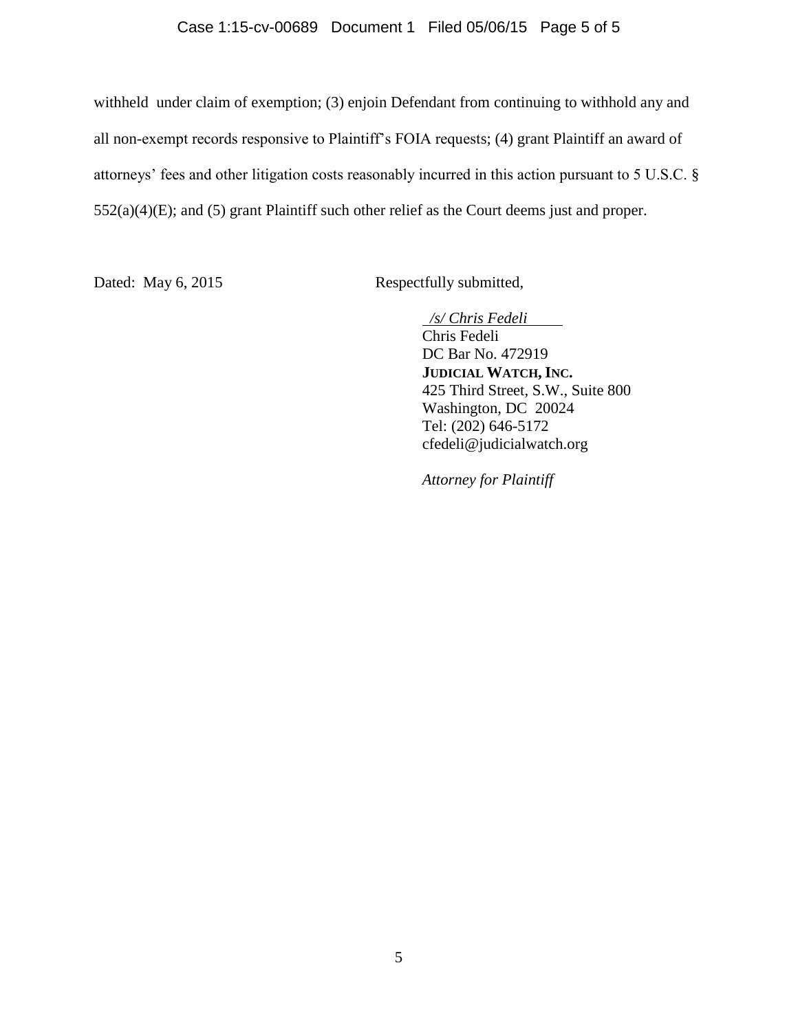withheld under claim of exemption; (3) enjoin Defendant from continuing to withhold any and all non-exempt records responsive to Plaintiff's FOIA requests; (4) grant Plaintiff an award of attorneys' fees and other litigation costs reasonably incurred in this action pursuant to 5 U.S.C. § 552(a)(4)(E); and (5) grant Plaintiff such other relief as the Court deems just and proper.

Dated: May 6, 2015

Respectfully submitted,

*/s/ Chris Fedeli*
Chris Fedeli
DC Bar No. 472919
**JUDICIAL WATCH, INC.**
425 Third Street, S.W., Suite 800
Washington, DC 20024
Tel: (202) 646-5172
cfedeli@judicialwatch.org

*Attorney for Plaintiff*